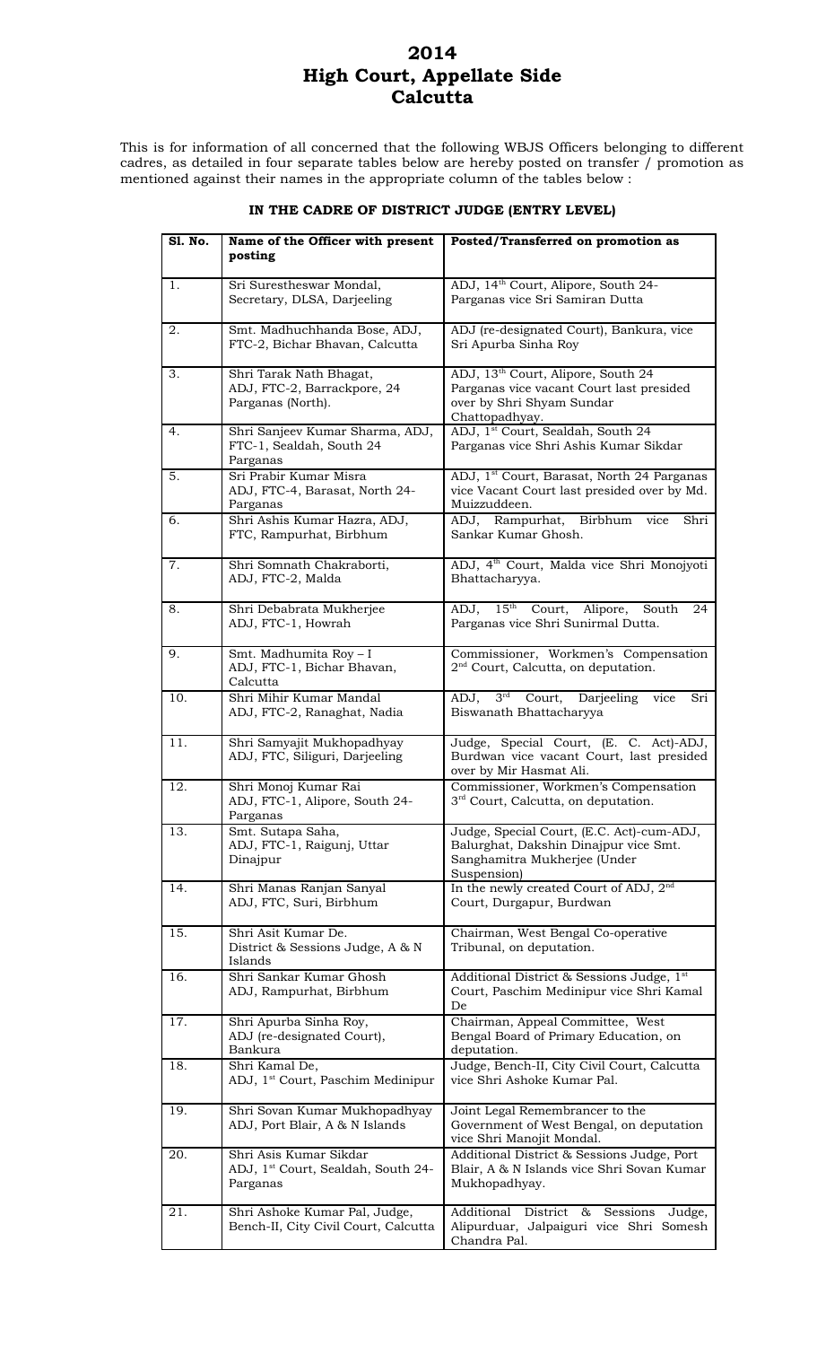# 2014
# High Court, Appellate Side
# Calcutta

This is for information of all concerned that the following WBJS Officers belonging to different cadres, as detailed in four separate tables below are hereby posted on transfer / promotion as mentioned against their names in the appropriate column of the tables below :

### IN THE CADRE OF DISTRICT JUDGE (ENTRY LEVEL)

| Sl. No. | Name of the Officer with present posting | Posted/Transferred on promotion as |
|---|---|---|
| 1. | Sri Surestheswar Mondal, Secretary, DLSA, Darjeeling | ADJ, 14th Court, Alipore, South 24-Parganas vice Sri Samiran Dutta |
| 2. | Smt. Madhuchhanda Bose, ADJ, FTC-2, Bichar Bhavan, Calcutta | ADJ (re-designated Court), Bankura, vice Sri Apurba Sinha Roy |
| 3. | Shri Tarak Nath Bhagat, ADJ, FTC-2, Barrackpore, 24 Parganas (North). | ADJ, 13th Court, Alipore, South 24 Parganas vice vacant Court last presided over by Shri Shyam Sundar Chattopadhyay. |
| 4. | Shri Sanjeev Kumar Sharma, ADJ, FTC-1, Sealdah, South 24 Parganas | ADJ, 1st Court, Sealdah, South 24 Parganas vice Shri Ashis Kumar Sikdar |
| 5. | Sri Prabir Kumar Misra ADJ, FTC-4, Barasat, North 24-Parganas | ADJ, 1st Court, Barasat, North 24 Parganas vice Vacant Court last presided over by Md. Muizzuddeen. |
| 6. | Shri Ashis Kumar Hazra, ADJ, FTC, Rampurhat, Birbhum | ADJ, Rampurhat, Birbhum vice Shri Sankar Kumar Ghosh. |
| 7. | Shri Somnath Chakraborti, ADJ, FTC-2, Malda | ADJ, 4th Court, Malda vice Shri Monojyoti Bhattacharyya. |
| 8. | Shri Debabrata Mukherjee ADJ, FTC-1, Howrah | ADJ, 15th Court, Alipore, South 24 Parganas vice Shri Sunirmal Dutta. |
| 9. | Smt. Madhumita Roy – I ADJ, FTC-1, Bichar Bhavan, Calcutta | Commissioner, Workmen's Compensation 2nd Court, Calcutta, on deputation. |
| 10. | Shri Mihir Kumar Mandal ADJ, FTC-2, Ranaghat, Nadia | ADJ, 3rd Court, Darjeeling vice Sri Biswanath Bhattacharyya |
| 11. | Shri Samyajit Mukhopadhyay ADJ, FTC, Siliguri, Darjeeling | Judge, Special Court, (E. C. Act)-ADJ, Burdwan vice vacant Court, last presided over by Mir Hasmat Ali. |
| 12. | Shri Monoj Kumar Rai ADJ, FTC-1, Alipore, South 24-Parganas | Commissioner, Workmen's Compensation 3rd Court, Calcutta, on deputation. |
| 13. | Smt. Sutapa Saha, ADJ, FTC-1, Raigunj, Uttar Dinajpur | Judge, Special Court, (E.C. Act)-cum-ADJ, Balurghat, Dakshin Dinajpur vice Smt. Sanghamitra Mukherjee (Under Suspension) |
| 14. | Shri Manas Ranjan Sanyal ADJ, FTC, Suri, Birbhum | In the newly created Court of ADJ, 2nd Court, Durgapur, Burdwan |
| 15. | Shri Asit Kumar De. District & Sessions Judge, A & N Islands | Chairman, West Bengal Co-operative Tribunal, on deputation. |
| 16. | Shri Sankar Kumar Ghosh ADJ, Rampurhat, Birbhum | Additional District & Sessions Judge, 1st Court, Paschim Medinipur vice Shri Kamal De |
| 17. | Shri Apurba Sinha Roy, ADJ (re-designated Court), Bankura | Chairman, Appeal Committee, West Bengal Board of Primary Education, on deputation. |
| 18. | Shri Kamal De, ADJ, 1st Court, Paschim Medinipur | Judge, Bench-II, City Civil Court, Calcutta vice Shri Ashoke Kumar Pal. |
| 19. | Shri Sovan Kumar Mukhopadhyay ADJ, Port Blair, A & N Islands | Joint Legal Remembrancer to the Government of West Bengal, on deputation vice Shri Manojit Mondal. |
| 20. | Shri Asis Kumar Sikdar ADJ, 1st Court, Sealdah, South 24-Parganas | Additional District & Sessions Judge, Port Blair, A & N Islands vice Shri Sovan Kumar Mukhopadhyay. |
| 21. | Shri Ashoke Kumar Pal, Judge, Bench-II, City Civil Court, Calcutta | Additional District & Sessions Judge, Alipurduar, Jalpaiguri vice Shri Somesh Chandra Pal. |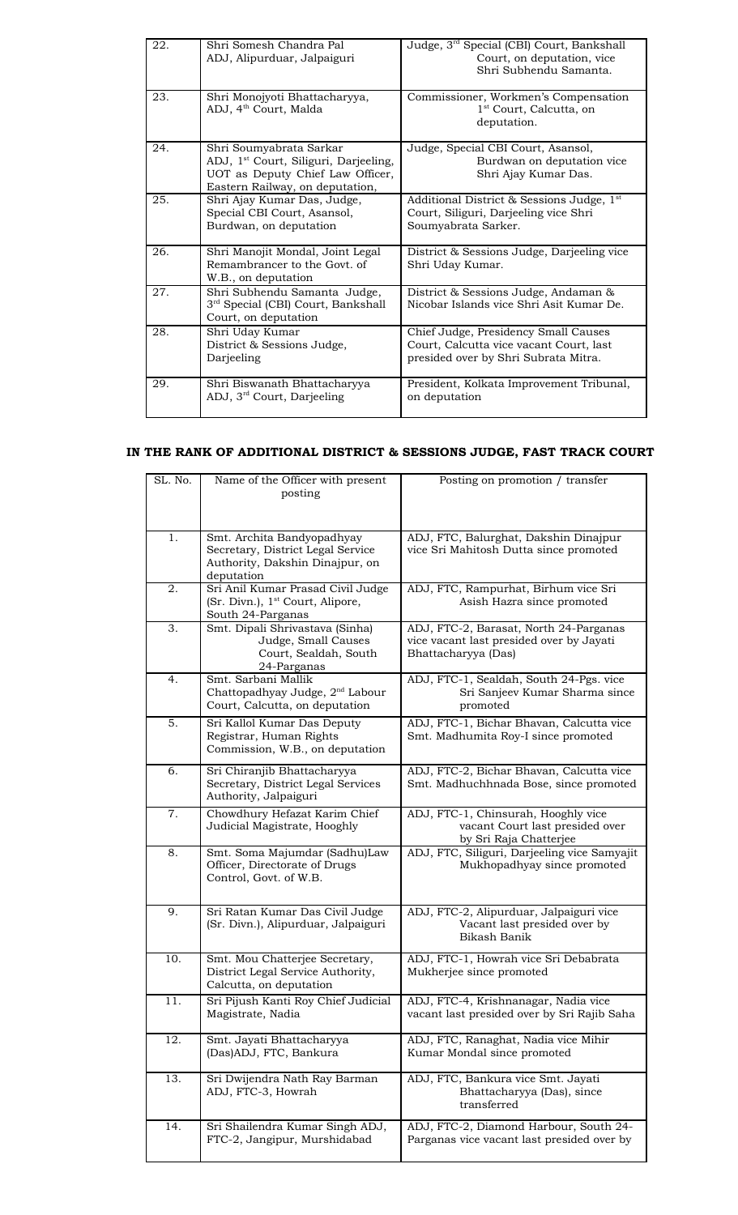| | | |
|---|---|---|
| 22. | Shri Somesh Chandra Pal ADJ, Alipurduar, Jalpaiguri | Judge, 3rd Special (CBI) Court, Bankshall Court, on deputation, vice Shri Subhendu Samanta. |
| 23. | Shri Monojyoti Bhattacharyya, ADJ, 4th Court, Malda | Commissioner, Workmen's Compensation 1st Court, Calcutta, on deputation. |
| 24. | Shri Soumyabrata Sarkar ADJ, 1st Court, Siliguri, Darjeeling, UOT as Deputy Chief Law Officer, Eastern Railway, on deputation, | Judge, Special CBI Court, Asansol, Burdwan on deputation vice Shri Ajay Kumar Das. |
| 25. | Shri Ajay Kumar Das, Judge, Special CBI Court, Asansol, Burdwan, on deputation | Additional District & Sessions Judge, 1st Court, Siliguri, Darjeeling vice Shri Soumyabrata Sarker. |
| 26. | Shri Manojit Mondal, Joint Legal Remambrancer to the Govt. of W.B., on deputation | District & Sessions Judge, Darjeeling vice Shri Uday Kumar. |
| 27. | Shri Subhendu Samanta Judge, 3rd Special (CBI) Court, Bankshall Court, on deputation | District & Sessions Judge, Andaman & Nicobar Islands vice Shri Asit Kumar De. |
| 28. | Shri Uday Kumar District & Sessions Judge, Darjeeling | Chief Judge, Presidency Small Causes Court, Calcutta vice vacant Court, last presided over by Shri Subrata Mitra. |
| 29. | Shri Biswanath Bhattacharyya ADJ, 3rd Court, Darjeeling | President, Kolkata Improvement Tribunal, on deputation |

## IN THE RANK OF ADDITIONAL DISTRICT & SESSIONS JUDGE, FAST TRACK COURT

| SL. No. | Name of the Officer with present posting | Posting on promotion / transfer |
|---|---|---|
| 1. | Smt. Archita Bandyopadhyay Secretary, District Legal Service Authority, Dakshin Dinajpur, on deputation | ADJ, FTC, Balurghat, Dakshin Dinajpur vice Sri Mahitosh Dutta since promoted |
| 2. | Sri Anil Kumar Prasad Civil Judge (Sr. Divn.), 1st Court, Alipore, South 24-Parganas | ADJ, FTC, Rampurhat, Birhum vice Sri Asish Hazra since promoted |
| 3. | Smt. Dipali Shrivastava (Sinha) Judge, Small Causes Court, Sealdah, South 24-Parganas | ADJ, FTC-2, Barasat, North 24-Parganas vice vacant last presided over by Jayati Bhattacharyya (Das) |
| 4. | Smt. Sarbani Mallik Chattopadhyay Judge, 2nd Labour Court, Calcutta, on deputation | ADJ, FTC-1, Sealdah, South 24-Pgs. vice Sri Sanjeev Kumar Sharma since promoted |
| 5. | Sri Kallol Kumar Das Deputy Registrar, Human Rights Commission, W.B., on deputation | ADJ, FTC-1, Bichar Bhavan, Calcutta vice Smt. Madhumita Roy-I since promoted |
| 6. | Sri Chiranjib Bhattacharyya Secretary, District Legal Services Authority, Jalpaiguri | ADJ, FTC-2, Bichar Bhavan, Calcutta vice Smt. Madhuchhnada Bose, since promoted |
| 7. | Chowdhury Hefazat Karim Chief Judicial Magistrate, Hooghly | ADJ, FTC-1, Chinsurah, Hooghly vice vacant Court last presided over by Sri Raja Chatterjee |
| 8. | Smt. Soma Majumdar (Sadhu)Law Officer, Directorate of Drugs Control, Govt. of W.B. | ADJ, FTC, Siliguri, Darjeeling vice Samyajit Mukhopadhyay since promoted |
| 9. | Sri Ratan Kumar Das Civil Judge (Sr. Divn.), Alipurduar, Jalpaiguri | ADJ, FTC-2, Alipurduar, Jalpaiguri vice Vacant last presided over by Bikash Banik |
| 10. | Smt. Mou Chatterjee Secretary, District Legal Service Authority, Calcutta, on deputation | ADJ, FTC-1, Howrah vice Sri Debabrata Mukherjee since promoted |
| 11. | Sri Pijush Kanti Roy Chief Judicial Magistrate, Nadia | ADJ, FTC-4, Krishnanagar, Nadia vice vacant last presided over by Sri Rajib Saha |
| 12. | Smt. Jayati Bhattacharyya (Das)ADJ, FTC, Bankura | ADJ, FTC, Ranaghat, Nadia vice Mihir Kumar Mondal since promoted |
| 13. | Sri Dwijendra Nath Ray Barman ADJ, FTC-3, Howrah | ADJ, FTC, Bankura vice Smt. Jayati Bhattacharyya (Das), since transferred |
| 14. | Sri Shailendra Kumar Singh ADJ, FTC-2, Jangipur, Murshidabad | ADJ, FTC-2, Diamond Harbour, South 24-Parganas vice vacant last presided over by |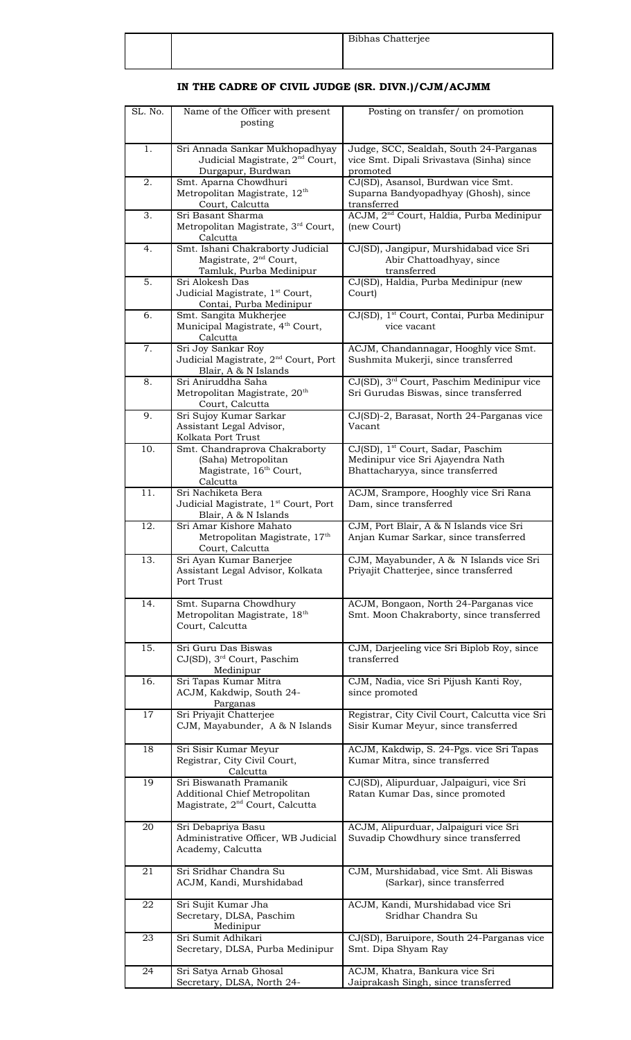| | | Bibhas Chatterjee |
|---|---|---|

## IN THE CADRE OF CIVIL JUDGE (SR. DIVN.)/CJM/ACJMM

| SL. No. | Name of the Officer with present posting | Posting on transfer/ on promotion |
|---|---|---|
| 1. | Sri Annada Sankar Mukhopadhyay Judicial Magistrate, 2nd Court, Durgapur, Burdwan | Judge, SCC, Sealdah, South 24-Parganas vice Smt. Dipali Srivastava (Sinha) since promoted |
| 2. | Smt. Aparna Chowdhuri Metropolitan Magistrate, 12th Court, Calcutta | CJ(SD), Asansol, Burdwan vice Smt. Suparna Bandyopadhyay (Ghosh), since transferred |
| 3. | Sri Basant Sharma Metropolitan Magistrate, 3rd Court, Calcutta | ACJM, 2nd Court, Haldia, Purba Medinipur (new Court) |
| 4. | Smt. Ishani Chakraborty Judicial Magistrate, 2nd Court, Tamluk, Purba Medinipur | CJ(SD), Jangipur, Murshidabad vice Sri Abir Chattoadhyay, since transferred |
| 5. | Sri Alokesh Das Judicial Magistrate, 1st Court, Contai, Purba Medinipur | CJ(SD), Haldia, Purba Medinipur (new Court) |
| 6. | Smt. Sangita Mukherjee Municipal Magistrate, 4th Court, Calcutta | CJ(SD), 1st Court, Contai, Purba Medinipur vice vacant |
| 7. | Sri Joy Sankar Roy Judicial Magistrate, 2nd Court, Port Blair, A & N Islands | ACJM, Chandannagar, Hooghly vice Smt. Sushmita Mukerji, since transferred |
| 8. | Sri Aniruddha Saha Metropolitan Magistrate, 20th Court, Calcutta | CJ(SD), 3rd Court, Paschim Medinipur vice Sri Gurudas Biswas, since transferred |
| 9. | Sri Sujoy Kumar Sarkar Assistant Legal Advisor, Kolkata Port Trust | CJ(SD)-2, Barasat, North 24-Parganas vice Vacant |
| 10. | Smt. Chandraprova Chakraborty (Saha) Metropolitan Magistrate, 16th Court, Calcutta | CJ(SD), 1st Court, Sadar, Paschim Medinipur vice Sri Ajayendra Nath Bhattacharyya, since transferred |
| 11. | Sri Nachiketa Bera Judicial Magistrate, 1st Court, Port Blair, A & N Islands | ACJM, Srampore, Hooghly vice Sri Rana Dam, since transferred |
| 12. | Sri Amar Kishore Mahato Metropolitan Magistrate, 17th Court, Calcutta | CJM, Port Blair, A & N Islands vice Sri Anjan Kumar Sarkar, since transferred |
| 13. | Sri Ayan Kumar Banerjee Assistant Legal Advisor, Kolkata Port Trust | CJM, Mayabunder, A & N Islands vice Sri Priyajit Chatterjee, since transferred |
| 14. | Smt. Suparna Chowdhury Metropolitan Magistrate, 18th Court, Calcutta | ACJM, Bongaon, North 24-Parganas vice Smt. Moon Chakraborty, since transferred |
| 15. | Sri Guru Das Biswas CJ(SD), 3rd Court, Paschim Medinipur | CJM, Darjeeling vice Sri Biplob Roy, since transferred |
| 16. | Sri Tapas Kumar Mitra ACJM, Kakdwip, South 24-Parganas | CJM, Nadia, vice Sri Pijush Kanti Roy, since promoted |
| 17 | Sri Priyajit Chatterjee CJM, Mayabunder, A & N Islands | Registrar, City Civil Court, Calcutta vice Sri Sisir Kumar Meyur, since transferred |
| 18 | Sri Sisir Kumar Meyur Registrar, City Civil Court, Calcutta | ACJM, Kakdwip, S. 24-Pgs. vice Sri Tapas Kumar Mitra, since transferred |
| 19 | Sri Biswanath Pramanik Additional Chief Metropolitan Magistrate, 2nd Court, Calcutta | CJ(SD), Alipurduar, Jalpaiguri, vice Sri Ratan Kumar Das, since promoted |
| 20 | Sri Debapriya Basu Administrative Officer, WB Judicial Academy, Calcutta | ACJM, Alipurduar, Jalpaiguri vice Sri Suvadip Chowdhury since transferred |
| 21 | Sri Sridhar Chandra Su ACJM, Kandi, Murshidabad | CJM, Murshidabad, vice Smt. Ali Biswas (Sarkar), since transferred |
| 22 | Sri Sujit Kumar Jha Secretary, DLSA, Paschim Medinipur | ACJM, Kandi, Murshidabad vice Sri Sridhar Chandra Su |
| 23 | Sri Sumit Adhikari Secretary, DLSA, Purba Medinipur | CJ(SD), Baruipore, South 24-Parganas vice Smt. Dipa Shyam Ray |
| 24 | Sri Satya Arnab Ghosal Secretary, DLSA, North 24- | ACJM, Khatra, Bankura vice Sri Jaiprakash Singh, since transferred |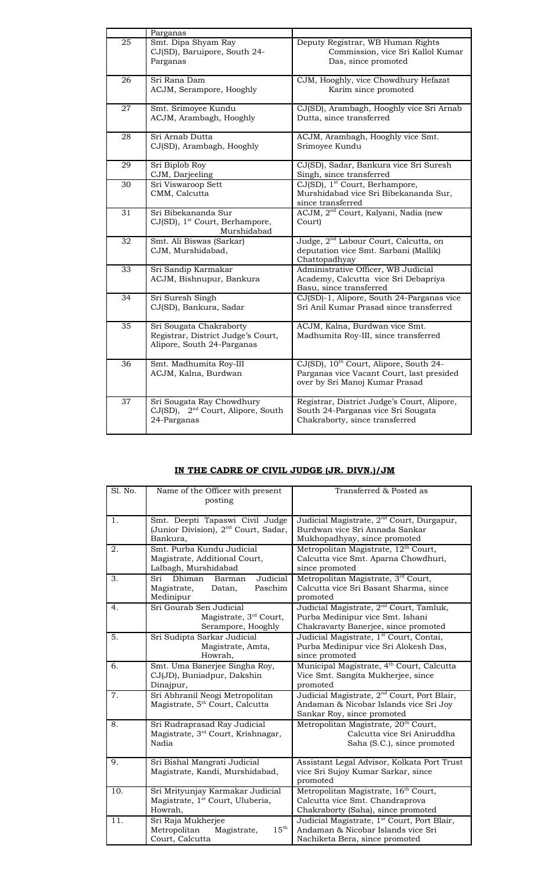|  | Parganas |  |
|---|---|---|
| 25 | Smt. Dipa Shyam Ray CJ(SD), Baruipore, South 24-Parganas | Deputy Registrar, WB Human Rights Commission, vice Sri Kallol Kumar Das, since promoted |
| 26 | Sri Rana Dam ACJM, Serampore, Hooghly | CJM, Hooghly, vice Chowdhury Hefazat Karim since promoted |
| 27 | Smt. Srimoyee Kundu ACJM, Arambagh, Hooghly | CJ(SD), Arambagh, Hooghly vice Sri Arnab Dutta, since transferred |
| 28 | Sri Arnab Dutta CJ(SD), Arambagh, Hooghly | ACJM, Arambagh, Hooghly vice Smt. Srimoyee Kundu |
| 29 | Sri Biplob Roy CJM, Darjeeling | CJ(SD), Sadar, Bankura vice Sri Suresh Singh, since transferred |
| 30 | Sri Viswaroop Sett CMM, Calcutta | CJ(SD), 1st Court, Berhampore, Murshidabad vice Sri Bibekananda Sur, since transferred |
| 31 | Sri Bibekananda Sur CJ(SD), 1st Court, Berhampore, Murshidabad | ACJM, 2nd Court, Kalyani, Nadia (new Court) |
| 32 | Smt. Ali Biswas (Sarkar) CJM, Murshidabad, | Judge, 2nd Labour Court, Calcutta, on deputation vice Smt. Sarbani (Mallik) Chattopadhyay |
| 33 | Sri Sandip Karmakar ACJM, Bishnupur, Bankura | Administrative Officer, WB Judicial Academy, Calcutta vice Sri Debapriya Basu, since transferred |
| 34 | Sri Suresh Singh CJ(SD), Bankura, Sadar | CJ(SD)-1, Alipore, South 24-Parganas vice Sri Anil Kumar Prasad since transferred |
| 35 | Sri Sougata Chakraborty Registrar, District Judge's Court, Alipore, South 24-Parganas | ACJM, Kalna, Burdwan vice Smt. Madhumita Roy-III, since transferred |
| 36 | Smt. Madhumita Roy-III ACJM, Kalna, Burdwan | CJ(SD), 10th Court, Alipore, South 24-Parganas vice Vacant Court, last presided over by Sri Manoj Kumar Prasad |
| 37 | Sri Sougata Ray Chowdhury CJ(SD), 2nd Court, Alipore, South 24-Parganas | Registrar, District Judge's Court, Alipore, South 24-Parganas vice Sri Sougata Chakraborty, since transferred |

## IN THE CADRE OF CIVIL JUDGE (JR. DIVN.)/JM

| Sl. No. | Name of the Officer with present posting | Transferred & Posted as |
|---|---|---|
| 1. | Smt. Deepti Tapaswi Civil Judge (Junior Division), 2nd Court, Sadar, Bankura, | Judicial Magistrate, 2nd Court, Durgapur, Burdwan vice Sri Annada Sankar Mukhopadhyay, since promoted |
| 2. | Smt. Purba Kundu Judicial Magistrate, Additional Court, Lalbagh, Murshidabad | Metropolitan Magistrate, 12th Court, Calcutta vice Smt. Aparna Chowdhuri, since promoted |
| 3. | Sri Dhiman Barman Judicial Magistrate, Datan, Paschim Medinipur | Metropolitan Magistrate, 3rd Court, Calcutta vice Sri Basant Sharma, since promoted |
| 4. | Sri Gourab Sen Judicial Magistrate, 3rd Court, Serampore, Hooghly | Judicial Magistrate, 2nd Court, Tamluk, Purba Medinipur vice Smt. Ishani Chakravarty Banerjee, since promoted |
| 5. | Sri Sudipta Sarkar Judicial Magistrate, Amta, Howrah, | Judicial Magistrate, 1st Court, Contai, Purba Medinipur vice Sri Alokesh Das, since promoted |
| 6. | Smt. Uma Banerjee Singha Roy, CJ(JD), Buniadpur, Dakshin Dinajpur, | Municipal Magistrate, 4th Court, Calcutta Vice Smt. Sangita Mukherjee, since promoted |
| 7. | Sri Abhranil Neogi Metropolitan Magistrate, 5th Court, Calcutta | Judicial Magistrate, 2nd Court, Port Blair, Andaman & Nicobar Islands vice Sri Joy Sankar Roy, since promoted |
| 8. | Sri Rudraprasad Ray Judicial Magistrate, 3rd Court, Krishnagar, Nadia | Metropolitan Magistrate, 20th Court, Calcutta vice Sri Aniruddha Saha (S.C.), since promoted |
| 9. | Sri Bishal Mangrati Judicial Magistrate, Kandi, Murshidabad, | Assistant Legal Advisor, Kolkata Port Trust vice Sri Sujoy Kumar Sarkar, since promoted |
| 10. | Sri Mrityunjay Karmakar Judicial Magistrate, 1st Court, Uluberia, Howrah, | Metropolitan Magistrate, 16th Court, Calcutta vice Smt. Chandraprova Chakraborty (Saha), since promoted |
| 11. | Sri Raja Mukherjee Metropolitan Magistrate, 15th Court, Calcutta | Judicial Magistrate, 1st Court, Port Blair, Andaman & Nicobar Islands vice Sri Nachiketa Bera, since promoted |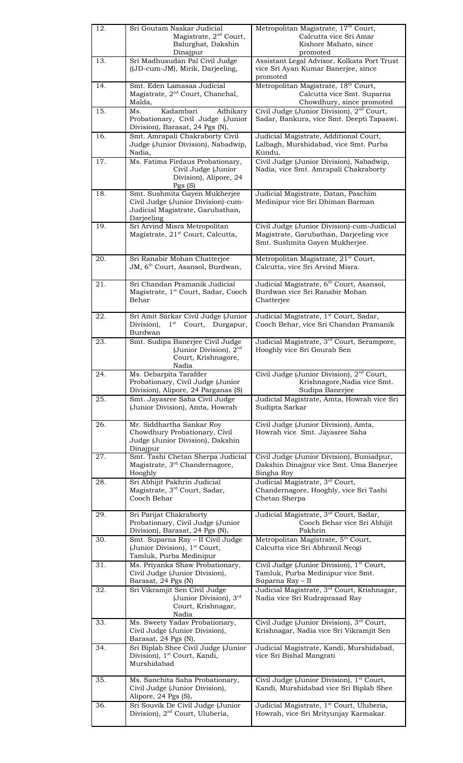| | | |
|---|---|---|
| 12. | Sri Goutam Naskar Judicial Magistrate, 2nd Court, Balurghat, Dakshin Dinajpur | Metropolitan Magistrate, 17th Court, Calcutta vice Sri Amar Kishore Mahato, since promoted |
| 13. | Sri Madhusudan Pal Civil Judge ((JD-cum-JM), Mirik, Darjeeling, | Assistant Legal Advisor, Kolkata Port Trust vice Sri Ayan Kumar Banerjee, since promoted |
| 14. | Smt. Eden Lamasaa Judicial Magistrate, 2nd Court, Chanchal, Malda, | Metropolitan Magistrate, 18th Court, Calcutta vice Smt. Suparna Chowdhury, since promoted |
| 15. | Ms. Kadambari Adhikary Probationary, Civil Judge (Junior Division), Barasat, 24 Pgs (N), | Civil Judge (Junior Division), 2nd Court, Sadar, Bankura, vice Smt. Deepti Tapaswi. |
| 16. | Smt. Amrapali Chakraborty Civil Judge (Junior Division), Nabadwip, Nadia, | Judicial Magistrate, Additional Court, Lalbagh, Murshidabad, vice Smt. Purba Kundu. |
| 17. | Ms. Fatima Firdaus Probationary, Civil Judge (Junior Division), Alipore, 24 Pgs (S) | Civil Judge (Junior Division), Nabadwip, Nadia, vice Smt. Amrapali Chakraborty |
| 18. | Smt. Sushmita Gayen Mukherjee Civil Judge (Junior Division)-cum-Judicial Magistrate, Garubathan, Darjeeling | Judicial Magistrate, Datan, Paschim Medinipur vice Sri Dhiman Barman |
| 19. | Sri Arvind Misra Metropolitan Magistrate, 21st Court, Calcutta, | Civil Judge (Junior Division)-cum-Judicial Magistrate, Garubathan, Darjeeling vice Smt. Sushmita Gayen Mukherjee. |
| 20. | Sri Ranabir Mohan Chatterjee JM, 6th Court, Asansol, Burdwan, | Metropolitan Magistrate, 21st Court, Calcutta, vice Sri Arvind Misra. |
| 21. | Sri Chandan Pramanik Judicial Magistrate, 1st Court, Sadar, Cooch Behar | Judicial Magistrate, 6th Court, Asansol, Burdwan vice Sri Ranabir Mohan Chatterjee |
| 22. | Sri Amit Sarkar Civil Judge (Junior Division), 1st Court, Durgapur, Burdwan | Judicial Magistrate, 1st Court, Sadar, Cooch Behar, vice Sri Chandan Pramanik |
| 23. | Smt. Sudipa Banerjee Civil Judge (Junior Division), 2nd Court, Krishnagore, Nadia | Judicial Magistrate, 3rd Court, Serampore, Hooghly vice Sri Gourab Sen |
| 24. | Ms. Debarpita Tarafder Probationary, Civil Judge (Junior Division), Alipore, 24 Parganas (S) | Civil Judge (Junior Division), 2nd Court, Krishnagore,Nadia vice Smt. Sudipa Banerjee |
| 25. | Smt. Jayasree Saha Civil Judge (Junior Division), Amta, Howrah | Judicial Magistrate, Amta, Howrah vice Sri Sudipta Sarkar |
| 26. | Mr. Siddhartha Sankar Roy Chowdhury Probationary, Civil Judge (Junior Division), Dakshin Dinajpur | Civil Judge (Junior Division), Amta, Howrah vice Smt. Jayasree Saha |
| 27. | Smt. Tashi Chetan Sherpa Judicial Magistrate, 3rd Chandernagore, Hooghly | Civil Judge (Junior Division), Buniadpur, Dakshin Dinajpur vice Smt. Uma Banerjee Singha Roy |
| 28. | Sri Abhijit Pakhrin Judicial Magistrate, 3rd Court, Sadar, Cooch Behar | Judicial Magistrate, 3rd Court, Chandernagore, Hooghly, vice Sri Tashi Chetan Sherpa |
| 29. | Sri Parijat Chakraborty Probationary, Civil Judge (Junior Division), Barasat, 24 Pgs (N), | Judicial Magistrate, 3rd Court, Sadar, Cooch Behar vice Sri Abhijit Pakhrin |
| 30. | Smt. Suparna Ray – II Civil Judge (Junior Division), 1st Court, Tamluk, Purba Medinipur | Metropolitan Magistrate, 5th Court, Calcutta vice Sri Abhranil Neogi |
| 31. | Ms. Priyanka Shaw Probationary, Civil Judge (Junior Division), Barasat, 24 Pgs (N) | Civil Judge (Junior Division), 1st Court, Tamluk, Purba Medinipur vice Smt. Suparna Ray – II |
| 32. | Sri Vikramjit Sen Civil Judge (Junior Division), 3rd Court, Krishnagar, Nadia | Judicial Magistrate, 3rd Court, Krishnagar, Nadia vice Sri Rudraprasad Ray |
| 33. | Ms. Sweety Yadav Probationary, Civil Judge (Junior Division), Barasat, 24 Pgs (N), | Civil Judge (Junior Division), 3rd Court, Krishnagar, Nadia vice Sri Vikramjit Sen |
| 34. | Sri Biplab Shee Civil Judge (Junior Division), 1st Court, Kandi, Murshidabad | Judicial Magistrate, Kandi, Murshidabad, vice Sri Bishal Mangrati |
| 35. | Ms. Sanchita Saha Probationary, Civil Judge (Junior Division), Alipore, 24 Pgs (S), | Civil Judge (Junior Division), 1st Court, Kandi, Murshidabad vice Sri Biplab Shee |
| 36. | Sri Souvik De Civil Judge (Junior Division), 2nd Court, Uluberia, | Judicial Magistrate, 1st Court, Uluberia, Howrah, vice Sri Mrityunjay Karmakar. |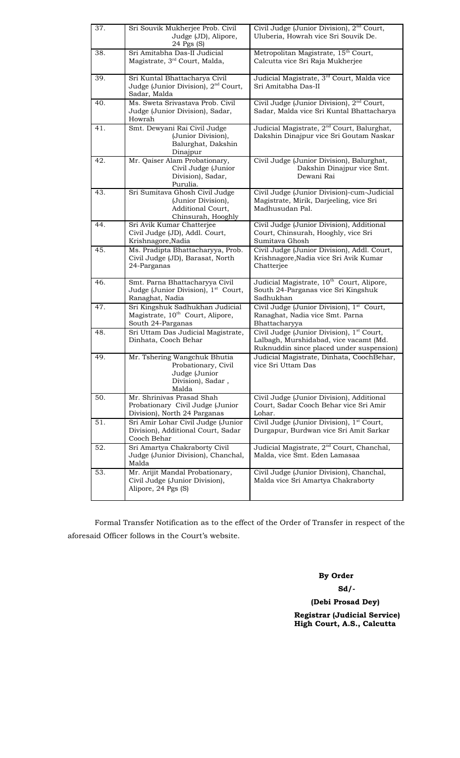| | | |
|---|---|---|
| 37. | Sri Souvik Mukherjee Prob. Civil Judge (JD), Alipore, 24 Pgs (S) | Civil Judge (Junior Division), 2nd Court, Uluberia, Howrah vice Sri Souvik De. |
| 38. | Sri Amitabha Das-II Judicial Magistrate, 3rd Court, Malda, | Metropolitan Magistrate, 15th Court, Calcutta vice Sri Raja Mukherjee |
| 39. | Sri Kuntal Bhattacharya Civil Judge (Junior Division), 2nd Court, Sadar, Malda | Judicial Magistrate, 3rd Court, Malda vice Sri Amitabha Das-II |
| 40. | Ms. Sweta Srivastava Prob. Civil Judge (Junior Division), Sadar, Howrah | Civil Judge (Junior Division), 2nd Court, Sadar, Malda vice Sri Kuntal Bhattacharya |
| 41. | Smt. Dewyani Rai Civil Judge (Junior Division), Balurghat, Dakshin Dinajpur | Judicial Magistrate, 2nd Court, Balurghat, Dakshin Dinajpur vice Sri Goutam Naskar |
| 42. | Mr. Qaiser Alam Probationary, Civil Judge (Junior Division), Sadar, Purulia. | Civil Judge (Junior Division), Balurghat, Dakshin Dinajpur vice Smt. Dewani Rai |
| 43. | Sri Sumitava Ghosh Civil Judge (Junior Division), Additional Court, Chinsurah, Hooghly | Civil Judge (Junior Division)-cum-Judicial Magistrate, Mirik, Darjeeling, vice Sri Madhusudan Pal. |
| 44. | Sri Avik Kumar Chatterjee Civil Judge (JD), Addl. Court, Krishnagore,Nadia | Civil Judge (Junior Division), Additional Court, Chinsurah, Hooghly, vice Sri Sumitava Ghosh |
| 45. | Ms. Pradipta Bhattacharyya, Prob. Civil Judge (JD), Barasat, North 24-Parganas | Civil Judge (Junior Division), Addl. Court, Krishnagore,Nadia vice Sri Avik Kumar Chatterjee |
| 46. | Smt. Parna Bhattacharyya Civil Judge (Junior Division), 1st Court, Ranaghat, Nadia | Judicial Magistrate, 10th Court, Alipore, South 24-Parganas vice Sri Kingshuk Sadhukhan |
| 47. | Sri Kingshuk Sadhukhan Judicial Magistrate, 10th Court, Alipore, South 24-Parganas | Civil Judge (Junior Division), 1st Court, Ranaghat, Nadia vice Smt. Parna Bhattacharyya |
| 48. | Sri Uttam Das Judicial Magistrate, Dinhata, Cooch Behar | Civil Judge (Junior Division), 1st Court, Lalbagh, Murshidabad, vice vacamt (Md. Ruknuddin since placed under suspension) |
| 49. | Mr. Tshering Wangchuk Bhutia Probationary, Civil Judge (Junior Division), Sadar , Malda | Judicial Magistrate, Dinhata, CoochBehar, vice Sri Uttam Das |
| 50. | Mr. Shrinivas Prasad Shah Probationary Civil Judge (Junior Division), North 24 Parganas | Civil Judge (Junior Division), Additional Court, Sadar Cooch Behar vice Sri Amir Lohar. |
| 51. | Sri Amir Lohar Civil Judge (Junior Division), Additional Court, Sadar Cooch Behar | Civil Judge (Junior Division), 1st Court, Durgapur, Burdwan vice Sri Amit Sarkar |
| 52. | Sri Amartya Chakraborty Civil Judge (Junior Division), Chanchal, Malda | Judicial Magistrate, 2nd Court, Chanchal, Malda, vice Smt. Eden Lamasaa |
| 53. | Mr. Arijit Mandal Probationary, Civil Judge (Junior Division), Alipore, 24 Pgs (S) | Civil Judge (Junior Division), Chanchal, Malda vice Sri Amartya Chakraborty |

Formal Transfer Notification as to the effect of the Order of Transfer in respect of the aforesaid Officer follows in the Court's website.

**By Order**

**Sd/-**

**(Debi Prosad Dey)**

**Registrar (Judicial Service)**
**High Court, A.S., Calcutta**